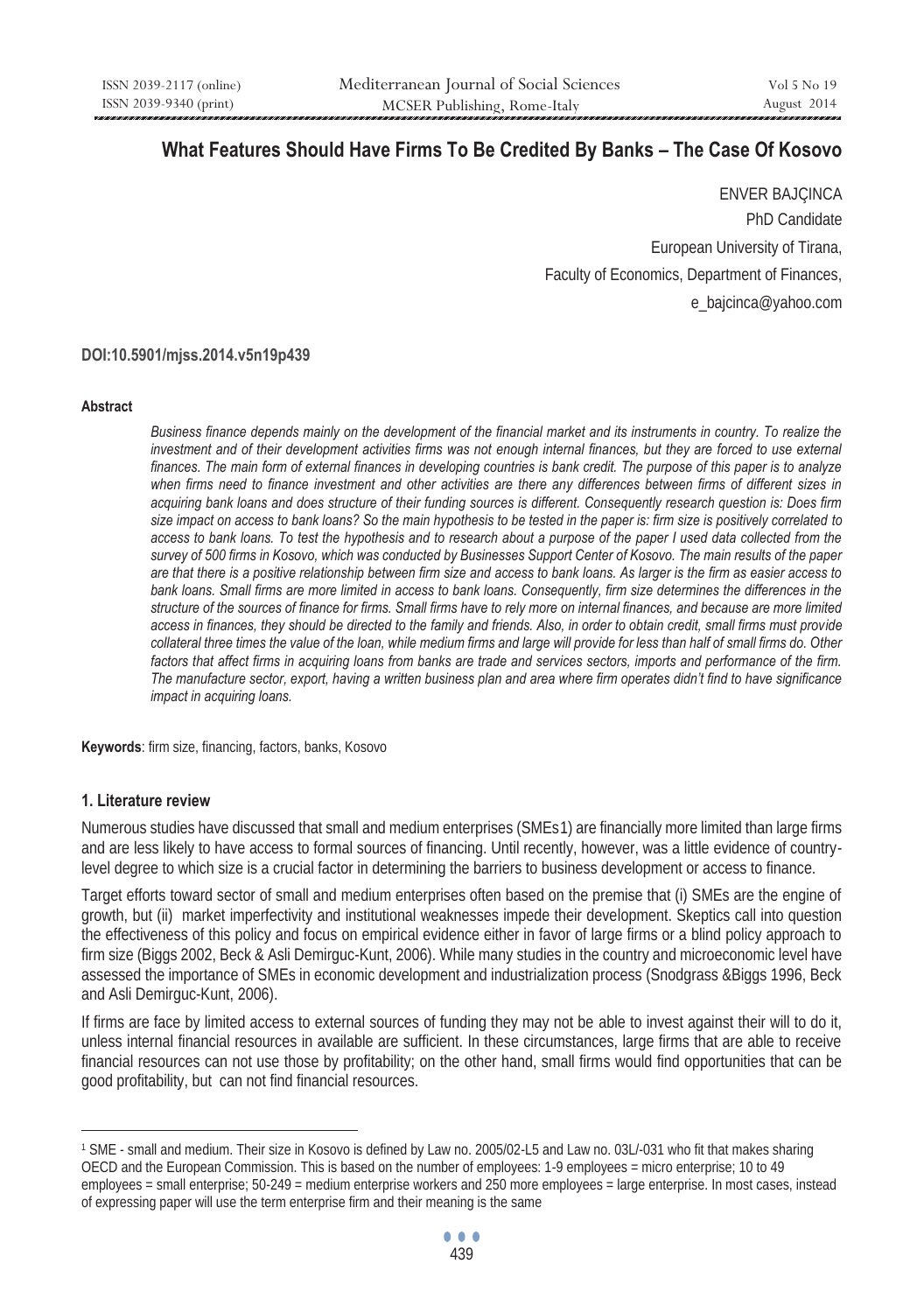# What Features Should Have Firms To Be Credited By Banks – The Case Of Kosovo

ENVER BAJÇINCA

PhD Candidate

European University of Tirana,

Faculty of Economics, Department of Finances,

e_bajcinca@yahoo.com

**DOI:10.5901/mjss.2014.v5n19p439**

**Abstract**

*Business finance depends mainly on the development of the financial market and its instruments in country. To realize the investment and of their development activities firms was not enough internal finances, but they are forced to use external finances. The main form of external finances in developing countries is bank credit. The purpose of this paper is to analyze when firms need to finance investment and other activities are there any differences between firms of different sizes in acquiring bank loans and does structure of their funding sources is different. Consequently research question is: Does firm size impact on access to bank loans? So the main hypothesis to be tested in the paper is: firm size is positively correlated to access to bank loans. To test the hypothesis and to research about a purpose of the paper I used data collected from the survey of 500 firms in Kosovo, which was conducted by Businesses Support Center of Kosovo. The main results of the paper are that there is a positive relationship between firm size and access to bank loans. As larger is the firm as easier access to bank loans. Small firms are more limited in access to bank loans. Consequently, firm size determines the differences in the structure of the sources of finance for firms. Small firms have to rely more on internal finances, and because are more limited access in finances, they should be directed to the family and friends. Also, in order to obtain credit, small firms must provide collateral three times the value of the loan, while medium firms and large will provide for less than half of small firms do. Other factors that affect firms in acquiring loans from banks are trade and services sectors, imports and performance of the firm. The manufacture sector, export, having a written business plan and area where firm operates didn't find to have significance impact in acquiring loans.*

**Keywords**: firm size, financing, factors, banks, Kosovo

## 1. Literature review

Numerous studies have discussed that small and medium enterprises (SMEs[1]) are financially more limited than large firms and are less likely to have access to formal sources of financing. Until recently, however, was a little evidence of country-level degree to which size is a crucial factor in determining the barriers to business development or access to finance.

Target efforts toward sector of small and medium enterprises often based on the premise that (i) SMEs are the engine of growth, but (ii) market imperfectivity and institutional weaknesses impede their development. Skeptics call into question the effectiveness of this policy and focus on empirical evidence either in favor of large firms or a blind policy approach to firm size (Biggs 2002, Beck & Asli Demirguc-Kunt, 2006). While many studies in the country and microeconomic level have assessed the importance of SMEs in economic development and industrialization process (Snodgrass &Biggs 1996, Beck and Asli Demirguc-Kunt, 2006).

If firms are face by limited access to external sources of funding they may not be able to invest against their will to do it, unless internal financial resources in available are sufficient. In these circumstances, large firms that are able to receive financial resources can not use those by profitability; on the other hand, small firms would find opportunities that can be good profitability, but can not find financial resources.

---

[1] SME - small and medium. Their size in Kosovo is defined by Law no. 2005/02-L5 and Law no. 03L/-031 who fit that makes sharing OECD and the European Commission. This is based on the number of employees: 1-9 employees = micro enterprise; 10 to 49 employees = small enterprise; 50-249 = medium enterprise workers and 250 more employees = large enterprise. In most cases, instead of expressing paper will use the term enterprise firm and their meaning is the same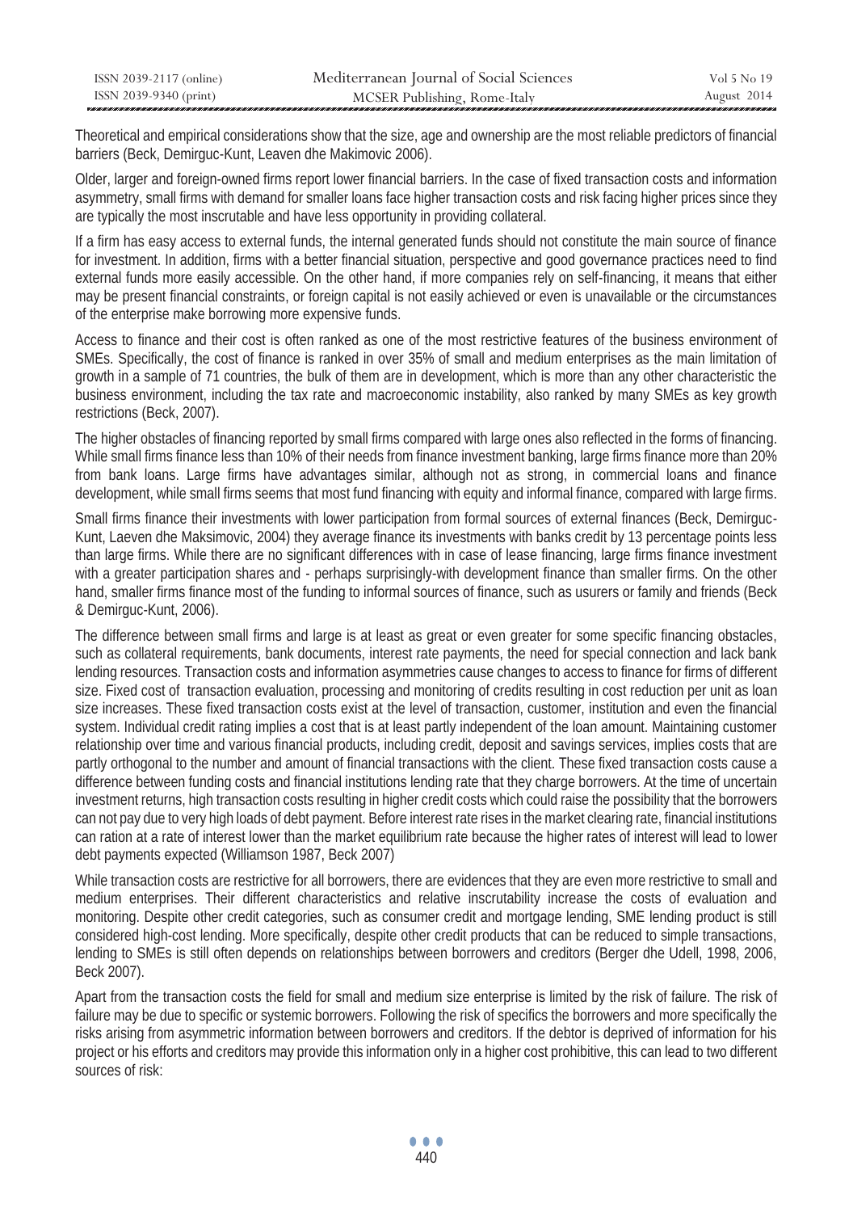Theoretical and empirical considerations show that the size, age and ownership are the most reliable predictors of financial barriers (Beck, Demirguc-Kunt, Leaven dhe Makimovic 2006).

Older, larger and foreign-owned firms report lower financial barriers. In the case of fixed transaction costs and information asymmetry, small firms with demand for smaller loans face higher transaction costs and risk facing higher prices since they are typically the most inscrutable and have less opportunity in providing collateral.

If a firm has easy access to external funds, the internal generated funds should not constitute the main source of finance for investment. In addition, firms with a better financial situation, perspective and good governance practices need to find external funds more easily accessible. On the other hand, if more companies rely on self-financing, it means that either may be present financial constraints, or foreign capital is not easily achieved or even is unavailable or the circumstances of the enterprise make borrowing more expensive funds.

Access to finance and their cost is often ranked as one of the most restrictive features of the business environment of SMEs. Specifically, the cost of finance is ranked in over 35% of small and medium enterprises as the main limitation of growth in a sample of 71 countries, the bulk of them are in development, which is more than any other characteristic the business environment, including the tax rate and macroeconomic instability, also ranked by many SMEs as key growth restrictions (Beck, 2007).

The higher obstacles of financing reported by small firms compared with large ones also reflected in the forms of financing. While small firms finance less than 10% of their needs from finance investment banking, large firms finance more than 20% from bank loans. Large firms have advantages similar, although not as strong, in commercial loans and finance development, while small firms seems that most fund financing with equity and informal finance, compared with large firms.

Small firms finance their investments with lower participation from formal sources of external finances (Beck, Demirguc-Kunt, Laeven dhe Maksimovic, 2004) they average finance its investments with banks credit by 13 percentage points less than large firms. While there are no significant differences with in case of lease financing, large firms finance investment with a greater participation shares and - perhaps surprisingly-with development finance than smaller firms. On the other hand, smaller firms finance most of the funding to informal sources of finance, such as usurers or family and friends (Beck & Demirguc-Kunt, 2006).

The difference between small firms and large is at least as great or even greater for some specific financing obstacles, such as collateral requirements, bank documents, interest rate payments, the need for special connection and lack bank lending resources. Transaction costs and information asymmetries cause changes to access to finance for firms of different size. Fixed cost of transaction evaluation, processing and monitoring of credits resulting in cost reduction per unit as loan size increases. These fixed transaction costs exist at the level of transaction, customer, institution and even the financial system. Individual credit rating implies a cost that is at least partly independent of the loan amount. Maintaining customer relationship over time and various financial products, including credit, deposit and savings services, implies costs that are partly orthogonal to the number and amount of financial transactions with the client. These fixed transaction costs cause a difference between funding costs and financial institutions lending rate that they charge borrowers. At the time of uncertain investment returns, high transaction costs resulting in higher credit costs which could raise the possibility that the borrowers can not pay due to very high loads of debt payment. Before interest rate rises in the market clearing rate, financial institutions can ration at a rate of interest lower than the market equilibrium rate because the higher rates of interest will lead to lower debt payments expected (Williamson 1987, Beck 2007)

While transaction costs are restrictive for all borrowers, there are evidences that they are even more restrictive to small and medium enterprises. Their different characteristics and relative inscrutability increase the costs of evaluation and monitoring. Despite other credit categories, such as consumer credit and mortgage lending, SME lending product is still considered high-cost lending. More specifically, despite other credit products that can be reduced to simple transactions, lending to SMEs is still often depends on relationships between borrowers and creditors (Berger dhe Udell, 1998, 2006, Beck 2007).

Apart from the transaction costs the field for small and medium size enterprise is limited by the risk of failure. The risk of failure may be due to specific or systemic borrowers. Following the risk of specifics the borrowers and more specifically the risks arising from asymmetric information between borrowers and creditors. If the debtor is deprived of information for his project or his efforts and creditors may provide this information only in a higher cost prohibitive, this can lead to two different sources of risk: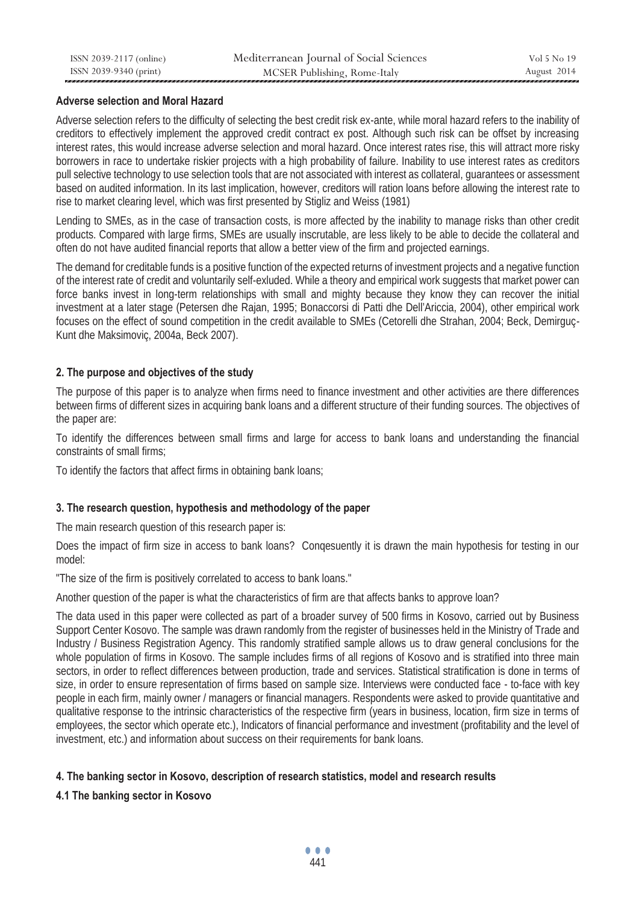**Adverse selection and Moral Hazard**

Adverse selection refers to the difficulty of selecting the best credit risk ex-ante, while moral hazard refers to the inability of creditors to effectively implement the approved credit contract ex post. Although such risk can be offset by increasing interest rates, this would increase adverse selection and moral hazard. Once interest rates rise, this will attract more risky borrowers in race to undertake riskier projects with a high probability of failure. Inability to use interest rates as creditors pull selective technology to use selection tools that are not associated with interest as collateral, guarantees or assessment based on audited information. In its last implication, however, creditors will ration loans before allowing the interest rate to rise to market clearing level, which was first presented by Stigliz and Weiss (1981)

Lending to SMEs, as in the case of transaction costs, is more affected by the inability to manage risks than other credit products. Compared with large firms, SMEs are usually inscrutable, are less likely to be able to decide the collateral and often do not have audited financial reports that allow a better view of the firm and projected earnings.

The demand for creditable funds is a positive function of the expected returns of investment projects and a negative function of the interest rate of credit and voluntarily self-exluded. While a theory and empirical work suggests that market power can force banks invest in long-term relationships with small and mighty because they know they can recover the initial investment at a later stage (Petersen dhe Rajan, 1995; Bonaccorsi di Patti dhe Dell'Ariccia, 2004), other empirical work focuses on the effect of sound competition in the credit available to SMEs (Cetorelli dhe Strahan, 2004; Beck, Demirguç-Kunt dhe Maksimoviç, 2004a, Beck 2007).

## 2. The purpose and objectives of the study

The purpose of this paper is to analyze when firms need to finance investment and other activities are there differences between firms of different sizes in acquiring bank loans and a different structure of their funding sources. The objectives of the paper are:

To identify the differences between small firms and large for access to bank loans and understanding the financial constraints of small firms;

To identify the factors that affect firms in obtaining bank loans;

## 3. The research question, hypothesis and methodology of the paper

The main research question of this research paper is:

Does the impact of firm size in access to bank loans? Conqesuently it is drawn the main hypothesis for testing in our model:

"The size of the firm is positively correlated to access to bank loans."

Another question of the paper is what the characteristics of firm are that affects banks to approve loan?

The data used in this paper were collected as part of a broader survey of 500 firms in Kosovo, carried out by Business Support Center Kosovo. The sample was drawn randomly from the register of businesses held in the Ministry of Trade and Industry / Business Registration Agency. This randomly stratified sample allows us to draw general conclusions for the whole population of firms in Kosovo. The sample includes firms of all regions of Kosovo and is stratified into three main sectors, in order to reflect differences between production, trade and services. Statistical stratification is done in terms of size, in order to ensure representation of firms based on sample size. Interviews were conducted face - to-face with key people in each firm, mainly owner / managers or financial managers. Respondents were asked to provide quantitative and qualitative response to the intrinsic characteristics of the respective firm (years in business, location, firm size in terms of employees, the sector which operate etc.), Indicators of financial performance and investment (profitability and the level of investment, etc.) and information about success on their requirements for bank loans.

## 4. The banking sector in Kosovo, description of research statistics, model and research results

### 4.1 The banking sector in Kosovo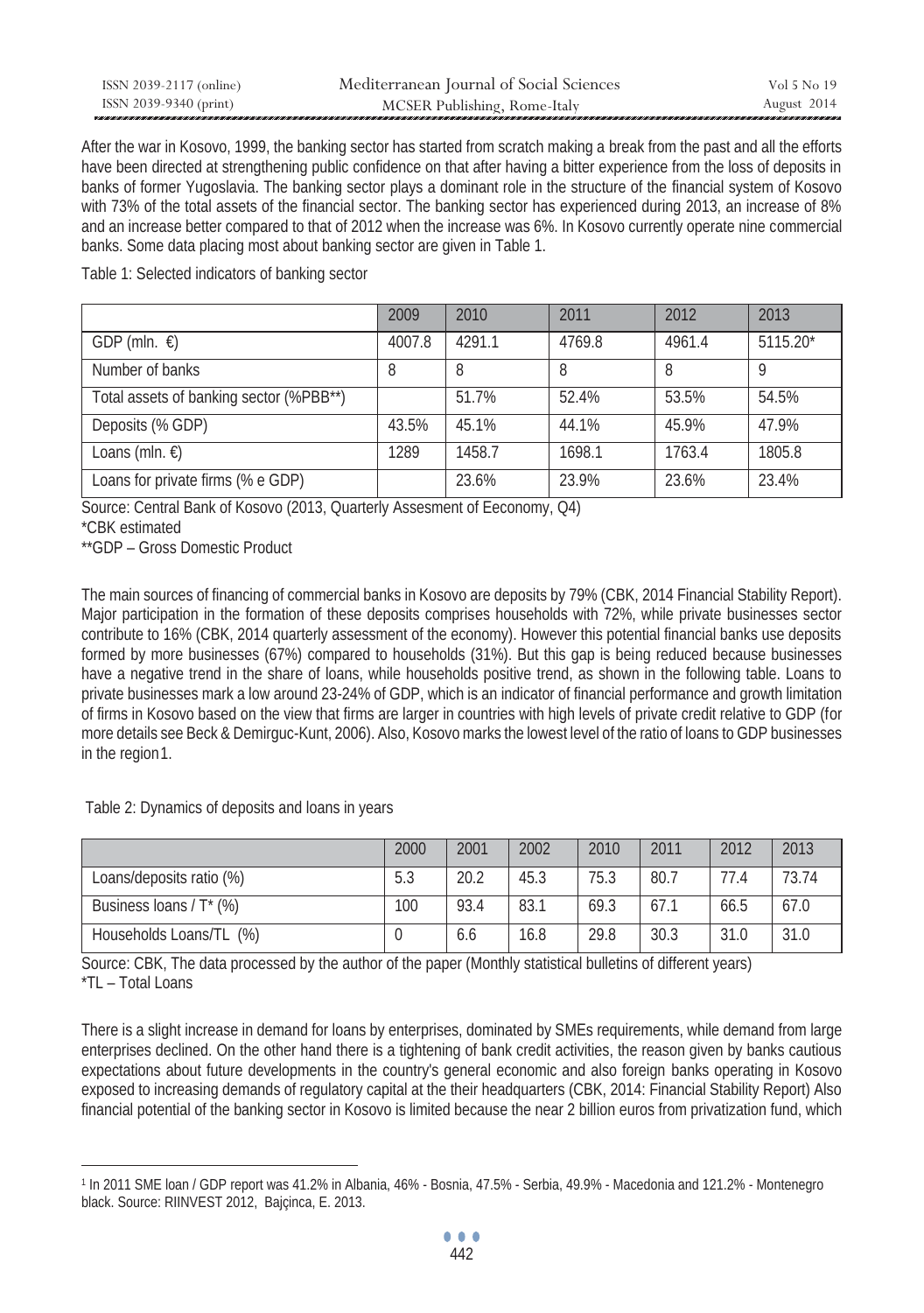After the war in Kosovo, 1999, the banking sector has started from scratch making a break from the past and all the efforts have been directed at strengthening public confidence on that after having a bitter experience from the loss of deposits in banks of former Yugoslavia. The banking sector plays a dominant role in the structure of the financial system of Kosovo with 73% of the total assets of the financial sector. The banking sector has experienced during 2013, an increase of 8% and an increase better compared to that of 2012 when the increase was 6%. In Kosovo currently operate nine commercial banks. Some data placing most about banking sector are given in Table 1.

Table 1: Selected indicators of banking sector

| | 2009 | 2010 | 2011 | 2012 | 2013 |
|---|---|---|---|---|---|
| GDP (mln. €) | 4007.8 | 4291.1 | 4769.8 | 4961.4 | 5115.20* |
| Number of banks | 8 | 8 | 8 | 8 | 9 |
| Total assets of banking sector (%PBB**) | | 51.7% | 52.4% | 53.5% | 54.5% |
| Deposits (% GDP) | 43.5% | 45.1% | 44.1% | 45.9% | 47.9% |
| Loans (mln. €) | 1289 | 1458.7 | 1698.1 | 1763.4 | 1805.8 |
| Loans for private firms (% e GDP) | | 23.6% | 23.9% | 23.6% | 23.4% |

Source: Central Bank of Kosovo (2013, Quarterly Assesment of Eeconomy, Q4)
*CBK estimated
**GDP – Gross Domestic Product

The main sources of financing of commercial banks in Kosovo are deposits by 79% (CBK, 2014 Financial Stability Report). Major participation in the formation of these deposits comprises households with 72%, while private businesses sector contribute to 16% (CBK, 2014 quarterly assessment of the economy). However this potential financial banks use deposits formed by more businesses (67%) compared to households (31%). But this gap is being reduced because businesses have a negative trend in the share of loans, while households positive trend, as shown in the following table. Loans to private businesses mark a low around 23-24% of GDP, which is an indicator of financial performance and growth limitation of firms in Kosovo based on the view that firms are larger in countries with high levels of private credit relative to GDP (for more details see Beck & Demirguc-Kunt, 2006). Also, Kosovo marks the lowest level of the ratio of loans to GDP businesses in the region[1].

Table 2: Dynamics of deposits and loans in years

| | 2000 | 2001 | 2002 | 2010 | 2011 | 2012 | 2013 |
|---|---|---|---|---|---|---|---|
| Loans/deposits ratio (%) | 5.3 | 20.2 | 45.3 | 75.3 | 80.7 | 77.4 | 73.74 |
| Business loans / T* (%) | 100 | 93.4 | 83.1 | 69.3 | 67.1 | 66.5 | 67.0 |
| Households Loans/TL (%) | 0 | 6.6 | 16.8 | 29.8 | 30.3 | 31.0 | 31.0 |

Source: CBK, The data processed by the author of the paper (Monthly statistical bulletins of different years)
*TL – Total Loans

There is a slight increase in demand for loans by enterprises, dominated by SMEs requirements, while demand from large enterprises declined. On the other hand there is a tightening of bank credit activities, the reason given by banks cautious expectations about future developments in the country's general economic and also foreign banks operating in Kosovo exposed to increasing demands of regulatory capital at the their headquarters (CBK, 2014: Financial Stability Report) Also financial potential of the banking sector in Kosovo is limited because the near 2 billion euros from privatization fund, which

[1] In 2011 SME loan / GDP report was 41.2% in Albania, 46% - Bosnia, 47.5% - Serbia, 49.9% - Macedonia and 121.2% - Montenegro black. Source: RIINVEST 2012, Bajçinca, E. 2013.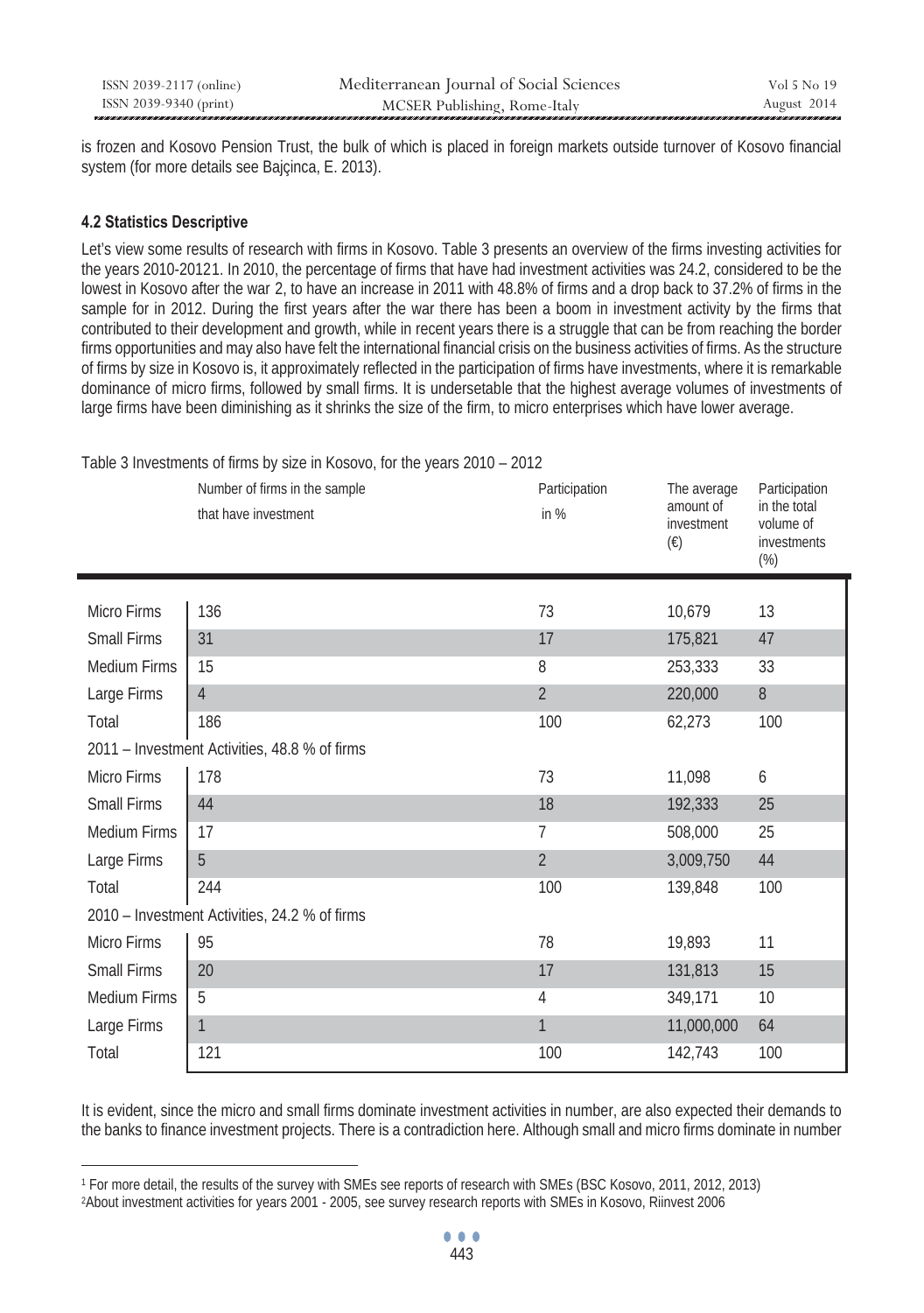is frozen and Kosovo Pension Trust, the bulk of which is placed in foreign markets outside turnover of Kosovo financial system (for more details see Bajçinca, E. 2013).

### 4.2 Statistics Descriptive

Let's view some results of research with firms in Kosovo. Table 3 presents an overview of the firms investing activities for the years 2010-2012[1]. In 2010, the percentage of firms that have had investment activities was 24.2, considered to be the lowest in Kosovo after the war [2], to have an increase in 2011 with 48.8% of firms and a drop back to 37.2% of firms in the sample for in 2012. During the first years after the war there has been a boom in investment activity by the firms that contributed to their development and growth, while in recent years there is a struggle that can be from reaching the border firms opportunities and may also have felt the international financial crisis on the business activities of firms. As the structure of firms by size in Kosovo is, it approximately reflected in the participation of firms have investments, where it is remarkable dominance of micro firms, followed by small firms. It is undersetable that the highest average volumes of investments of large firms have been diminishing as it shrinks the size of the firm, to micro enterprises which have lower average.

Table 3 Investments of firms by size in Kosovo, for the years 2010 – 2012

| | Number of firms in the sample that have investment | Participation in % | The average amount of investment (€) | Participation in the total volume of investments (%) |
|---|---|---|---|---|
| Micro Firms | 136 | 73 | 10,679 | 13 |
| Small Firms | 31 | 17 | 175,821 | 47 |
| Medium Firms | 15 | 8 | 253,333 | 33 |
| Large Firms | 4 | 2 | 220,000 | 8 |
| Total | 186 | 100 | 62,273 | 100 |
| 2011 – Investment Activities, 48.8 % of firms | | | | |
| Micro Firms | 178 | 73 | 11,098 | 6 |
| Small Firms | 44 | 18 | 192,333 | 25 |
| Medium Firms | 17 | 7 | 508,000 | 25 |
| Large Firms | 5 | 2 | 3,009,750 | 44 |
| Total | 244 | 100 | 139,848 | 100 |
| 2010 – Investment Activities, 24.2 % of firms | | | | |
| Micro Firms | 95 | 78 | 19,893 | 11 |
| Small Firms | 20 | 17 | 131,813 | 15 |
| Medium Firms | 5 | 4 | 349,171 | 10 |
| Large Firms | 1 | 1 | 11,000,000 | 64 |
| Total | 121 | 100 | 142,743 | 100 |

It is evident, since the micro and small firms dominate investment activities in number, are also expected their demands to the banks to finance investment projects. There is a contradiction here. Although small and micro firms dominate in number

[1] For more detail, the results of the survey with SMEs see reports of research with SMEs (BSC Kosovo, 2011, 2012, 2013)

[2] About investment activities for years 2001 - 2005, see survey research reports with SMEs in Kosovo, Riinvest 2006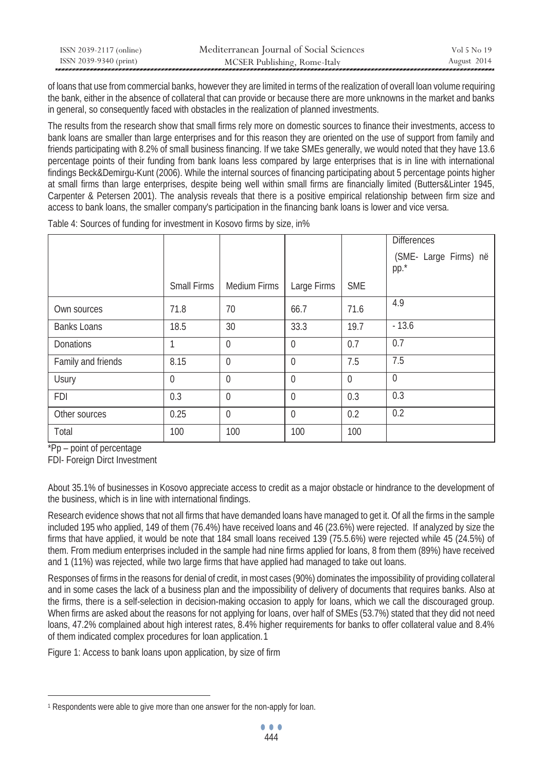of loans that use from commercial banks, however they are limited in terms of the realization of overall loan volume requiring the bank, either in the absence of collateral that can provide or because there are more unknowns in the market and banks in general, so consequently faced with obstacles in the realization of planned investments.

The results from the research show that small firms rely more on domestic sources to finance their investments, access to bank loans are smaller than large enterprises and for this reason they are oriented on the use of support from family and friends participating with 8.2% of small business financing. If we take SMEs generally, we would noted that they have 13.6 percentage points of their funding from bank loans less compared by large enterprises that is in line with international findings Beck&Demirgu-Kunt (2006). While the internal sources of financing participating about 5 percentage points higher at small firms than large enterprises, despite being well within small firms are financially limited (Butters&Linter 1945, Carpenter & Petersen 2001). The analysis reveals that there is a positive empirical relationship between firm size and access to bank loans, the smaller company's participation in the financing bank loans is lower and vice versa.

Table 4: Sources of funding for investment in Kosovo firms by size, in%

| | Small Firms | Medium Firms | Large Firms | SME | Differences (SME- Large Firms) në pp.* |
|---|---|---|---|---|---|
| Own sources | 71.8 | 70 | 66.7 | 71.6 | 4.9 |
| Banks Loans | 18.5 | 30 | 33.3 | 19.7 | - 13.6 |
| Donations | 1 | 0 | 0 | 0.7 | 0.7 |
| Family and friends | 8.15 | 0 | 0 | 7.5 | 7.5 |
| Usury | 0 | 0 | 0 | 0 | 0 |
| FDI | 0.3 | 0 | 0 | 0.3 | 0.3 |
| Other sources | 0.25 | 0 | 0 | 0.2 | 0.2 |
| Total | 100 | 100 | 100 | 100 | |

*Pp – point of percentage
FDI- Foreign Dirct Investment

About 35.1% of businesses in Kosovo appreciate access to credit as a major obstacle or hindrance to the development of the business, which is in line with international findings.

Research evidence shows that not all firms that have demanded loans have managed to get it. Of all the firms in the sample included 195 who applied, 149 of them (76.4%) have received loans and 46 (23.6%) were rejected. If analyzed by size the firms that have applied, it would be note that 184 small loans received 139 (75.5.6%) were rejected while 45 (24.5%) of them. From medium enterprises included in the sample had nine firms applied for loans, 8 from them (89%) have received and 1 (11%) was rejected, while two large firms that have applied had managed to take out loans.

Responses of firms in the reasons for denial of credit, in most cases (90%) dominates the impossibility of providing collateral and in some cases the lack of a business plan and the impossibility of delivery of documents that requires banks. Also at the firms, there is a self-selection in decision-making occasion to apply for loans, which we call the discouraged group. When firms are asked about the reasons for not applying for loans, over half of SMEs (53.7%) stated that they did not need loans, 47.2% complained about high interest rates, 8.4% higher requirements for banks to offer collateral value and 8.4% of them indicated complex procedures for loan application.[1]

Figure 1: Access to bank loans upon application, by size of firm

[1] Respondents were able to give more than one answer for the non-apply for loan.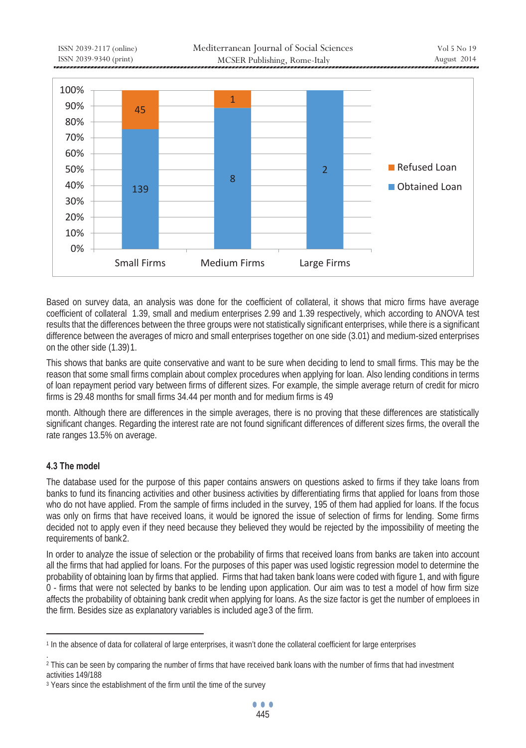Based on survey data, an analysis was done for the coefficient of collateral, it shows that micro firms have average coefficient of collateral 1.39, small and medium enterprises 2.99 and 1.39 respectively, which according to ANOVA test results that the differences between the three groups were not statistically significant enterprises, while there is a significant difference between the averages of micro and small enterprises together on one side (3.01) and medium-sized enterprises on the other side (1.39)[1].

This shows that banks are quite conservative and want to be sure when deciding to lend to small firms. This may be the reason that some small firms complain about complex procedures when applying for loan. Also lending conditions in terms of loan repayment period vary between firms of different sizes. For example, the simple average return of credit for micro firms is 29.48 months for small firms 34.44 per month and for medium firms is 49

month. Although there are differences in the simple averages, there is no proving that these differences are statistically significant changes. Regarding the interest rate are not found significant differences of different sizes firms, the overall the rate ranges 13.5% on average.

### 4.3 The model

The database used for the purpose of this paper contains answers on questions asked to firms if they take loans from banks to fund its financing activities and other business activities by differentiating firms that applied for loans from those who do not have applied. From the sample of firms included in the survey, 195 of them had applied for loans. If the focus was only on firms that have received loans, it would be ignored the issue of selection of firms for lending. Some firms decided not to apply even if they need because they believed they would be rejected by the impossibility of meeting the requirements of bank[2].

In order to analyze the issue of selection or the probability of firms that received loans from banks are taken into account all the firms that had applied for loans. For the purposes of this paper was used logistic regression model to determine the probability of obtaining loan by firms that applied. Firms that had taken bank loans were coded with figure 1, and with figure 0 - firms that were not selected by banks to be lending upon application. Our aim was to test a model of how firm size affects the probability of obtaining bank credit when applying for loans. As the size factor is get the number of emploees in the firm. Besides size as explanatory variables is included age[3] of the firm.

---

[1] In the absence of data for collateral of large enterprises, it wasn't done the collateral coefficient for large enterprises

[2] This can be seen by comparing the number of firms that have received bank loans with the number of firms that had investment activities 149/188

[3] Years since the establishment of the firm until the time of the survey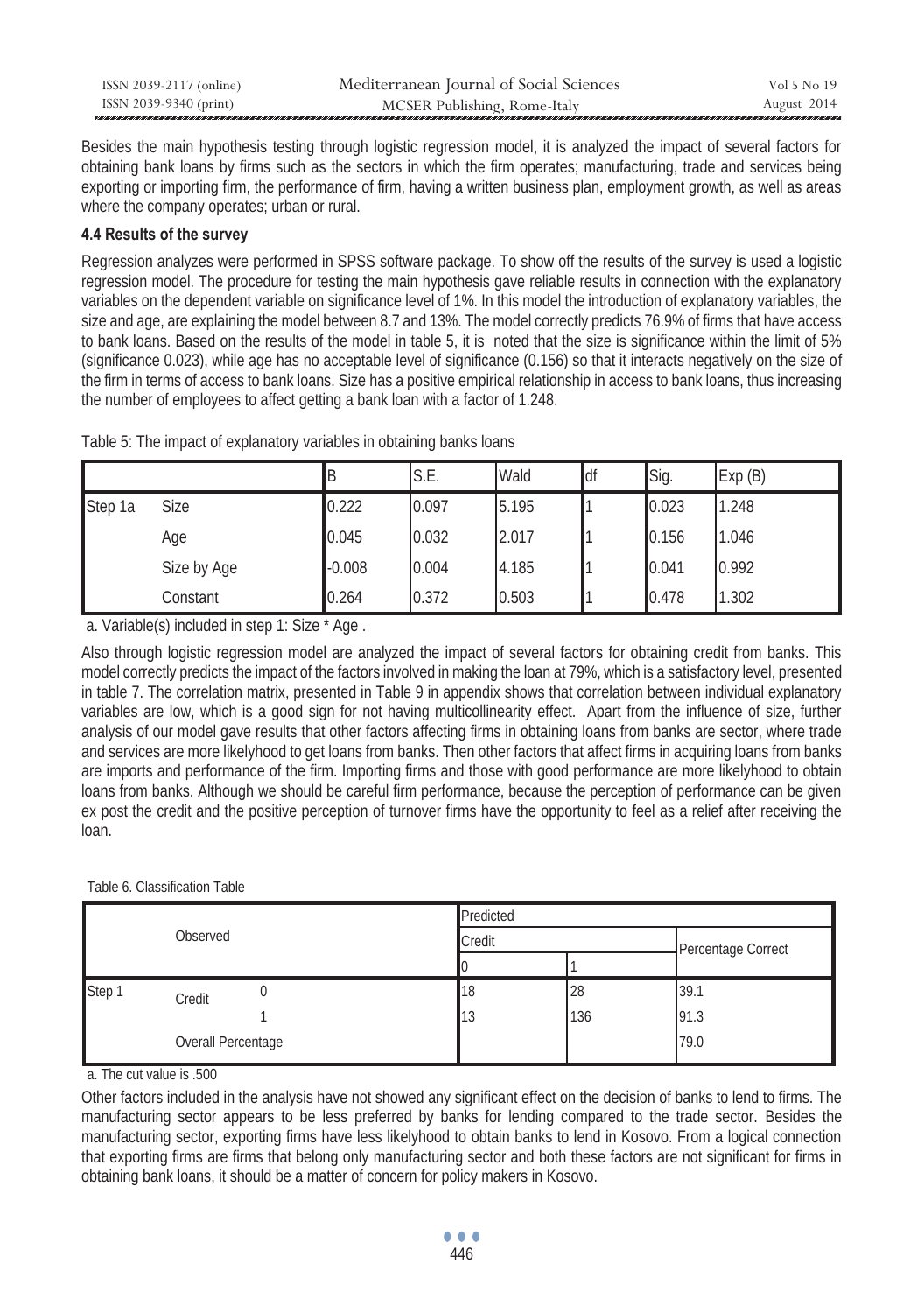Besides the main hypothesis testing through logistic regression model, it is analyzed the impact of several factors for obtaining bank loans by firms such as the sectors in which the firm operates; manufacturing, trade and services being exporting or importing firm, the performance of firm, having a written business plan, employment growth, as well as areas where the company operates; urban or rural.

### 4.4 Results of the survey

Regression analyzes were performed in SPSS software package. To show off the results of the survey is used a logistic regression model. The procedure for testing the main hypothesis gave reliable results in connection with the explanatory variables on the dependent variable on significance level of 1%. In this model the introduction of explanatory variables, the size and age, are explaining the model between 8.7 and 13%. The model correctly predicts 76.9% of firms that have access to bank loans. Based on the results of the model in table 5, it is noted that the size is significance within the limit of 5% (significance 0.023), while age has no acceptable level of significance (0.156) so that it interacts negatively on the size of the firm in terms of access to bank loans. Size has a positive empirical relationship in access to bank loans, thus increasing the number of employees to affect getting a bank loan with a factor of 1.248.

Table 5: The impact of explanatory variables in obtaining banks loans

| | | B | S.E. | Wald | df | Sig. | Exp (B) |
|---|---|---|---|---|---|---|---|
| Step 1a | Size | 0.222 | 0.097 | 5.195 | 1 | 0.023 | 1.248 |
| | Age | 0.045 | 0.032 | 2.017 | 1 | 0.156 | 1.046 |
| | Size by Age | -0.008 | 0.004 | 4.185 | 1 | 0.041 | 0.992 |
| | Constant | 0.264 | 0.372 | 0.503 | 1 | 0.478 | 1.302 |

a. Variable(s) included in step 1: Size * Age .

Also through logistic regression model are analyzed the impact of several factors for obtaining credit from banks. This model correctly predicts the impact of the factors involved in making the loan at 79%, which is a satisfactory level, presented in table 7. The correlation matrix, presented in Table 9 in appendix shows that correlation between individual explanatory variables are low, which is a good sign for not having multicollinearity effect. Apart from the influence of size, further analysis of our model gave results that other factors affecting firms in obtaining loans from banks are sector, where trade and services are more likelyhood to get loans from banks. Then other factors that affect firms in acquiring loans from banks are imports and performance of the firm. Importing firms and those with good performance are more likelyhood to obtain loans from banks. Although we should be careful firm performance, because the perception of performance can be given ex post the credit and the positive perception of turnover firms have the opportunity to feel as a relief after receiving the loan.

Table 6. Classification Table

| Observed | | | Predicted | | |
|---|---|---|---|---|---|
| | | | Credit | | Percentage Correct |
| | | | 0 | 1 | |
| Step 1 | Credit | 0 | 18 | 28 | 39.1 |
| | | 1 | 13 | 136 | 91.3 |
| | Overall Percentage | | | | 79.0 |

a. The cut value is .500

Other factors included in the analysis have not showed any significant effect on the decision of banks to lend to firms. The manufacturing sector appears to be less preferred by banks for lending compared to the trade sector. Besides the manufacturing sector, exporting firms have less likelyhood to obtain banks to lend in Kosovo. From a logical connection that exporting firms are firms that belong only manufacturing sector and both these factors are not significant for firms in obtaining bank loans, it should be a matter of concern for policy makers in Kosovo.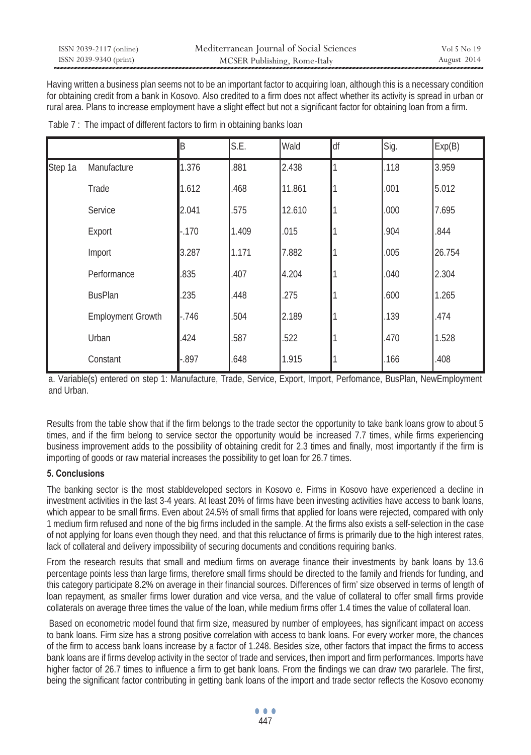Having written a business plan seems not to be an important factor to acquiring loan, although this is a necessary condition for obtaining credit from a bank in Kosovo. Also credited to a firm does not affect whether its activity is spread in urban or rural area. Plans to increase employment have a slight effect but not a significant factor for obtaining loan from a firm.

Table 7 : The impact of different factors to firm in obtaining banks loan

| | | B | S.E. | Wald | df | Sig. | Exp(B) |
|---|---|---|---|---|---|---|---|
| Step 1a | Manufacture | 1.376 | .881 | 2.438 | 1 | .118 | 3.959 |
| | Trade | 1.612 | .468 | 11.861 | 1 | .001 | 5.012 |
| | Service | 2.041 | .575 | 12.610 | 1 | .000 | 7.695 |
| | Export | -.170 | 1.409 | .015 | 1 | .904 | .844 |
| | Import | 3.287 | 1.171 | 7.882 | 1 | .005 | 26.754 |
| | Performance | .835 | .407 | 4.204 | 1 | .040 | 2.304 |
| | BusPlan | .235 | .448 | .275 | 1 | .600 | 1.265 |
| | Employment Growth | -.746 | .504 | 2.189 | 1 | .139 | .474 |
| | Urban | .424 | .587 | .522 | 1 | .470 | 1.528 |
| | Constant | -.897 | .648 | 1.915 | 1 | .166 | .408 |

a. Variable(s) entered on step 1: Manufacture, Trade, Service, Export, Import, Perfomance, BusPlan, NewEmployment and Urban.

Results from the table show that if the firm belongs to the trade sector the opportunity to take bank loans grow to about 5 times, and if the firm belong to service sector the opportunity would be increased 7.7 times, while firms experiencing business improvement adds to the possibility of obtaining credit for 2.3 times and finally, most importantly if the firm is importing of goods or raw material increases the possibility to get loan for 26.7 times.

### 5. Conclusions

The banking sector is the most stabldeveloped sectors in Kosovo e. Firms in Kosovo have experienced a decline in investment activities in the last 3-4 years. At least 20% of firms have been investing activities have access to bank loans, which appear to be small firms. Even about 24.5% of small firms that applied for loans were rejected, compared with only 1 medium firm refused and none of the big firms included in the sample. At the firms also exists a self-selection in the case of not applying for loans even though they need, and that this reluctance of firms is primarily due to the high interest rates, lack of collateral and delivery impossibility of securing documents and conditions requiring banks.

From the research results that small and medium firms on average finance their investments by bank loans by 13.6 percentage points less than large firms, therefore small firms should be directed to the family and friends for funding, and this category participate 8.2% on average in their financial sources. Differences of firm' size observed in terms of length of loan repayment, as smaller firms lower duration and vice versa, and the value of collateral to offer small firms provide collaterals on average three times the value of the loan, while medium firms offer 1.4 times the value of collateral loan.

Based on econometric model found that firm size, measured by number of employees, has significant impact on access to bank loans. Firm size has a strong positive correlation with access to bank loans. For every worker more, the chances of the firm to access bank loans increase by a factor of 1.248. Besides size, other factors that impact the firms to access bank loans are if firms develop activity in the sector of trade and services, then import and firm performances. Imports have higher factor of 26.7 times to influence a firm to get bank loans. From the findings we can draw two pararlele. The first, being the significant factor contributing in getting bank loans of the import and trade sector reflects the Kosovo economy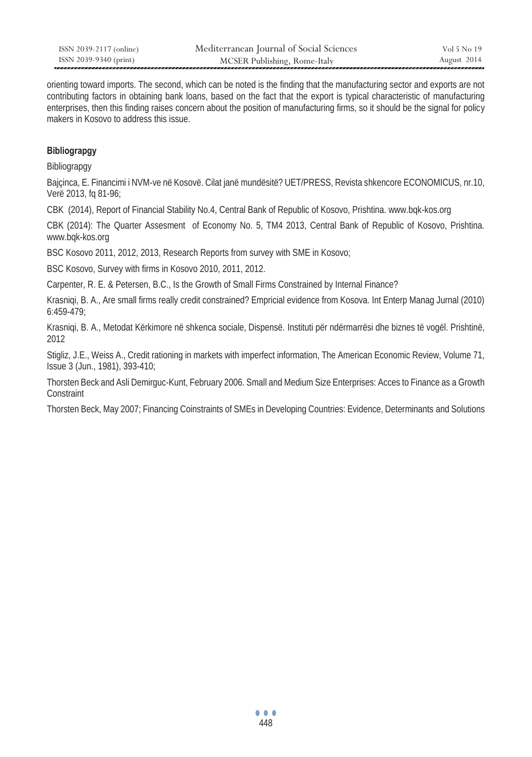orienting toward imports. The second, which can be noted is the finding that the manufacturing sector and exports are not contributing factors in obtaining bank loans, based on the fact that the export is typical characteristic of manufacturing enterprises, then this finding raises concern about the position of manufacturing firms, so it should be the signal for policy makers in Kosovo to address this issue.

**Bibliograpgy**

Bibliograpgy

Bajçinca, E. Financimi i NVM-ve në Kosovë. Cilat janë mundësitë? UET/PRESS, Revista shkencore ECONOMICUS, nr.10, Verë 2013, fq 81-96;

CBK (2014), Report of Financial Stability No.4, Central Bank of Republic of Kosovo, Prishtina. www.bqk-kos.org

CBK (2014): The Quarter Assesment of Economy No. 5, TM4 2013, Central Bank of Republic of Kosovo, Prishtina. www.bqk-kos.org

BSC Kosovo 2011, 2012, 2013, Research Reports from survey with SME in Kosovo;

BSC Kosovo, Survey with firms in Kosovo 2010, 2011, 2012.

Carpenter, R. E. & Petersen, B.C., Is the Growth of Small Firms Constrained by Internal Finance?

Krasniqi, B. A., Are small firms really credit constrained? Empricial evidence from Kosova. Int Enterp Manag Jurnal (2010) 6:459-479;

Krasniqi, B. A., Metodat Kërkimore në shkenca sociale, Dispensë. Instituti për ndërmarrësi dhe biznes të vogël. Prishtinë, 2012

Stigliz, J.E., Weiss A., Credit rationing in markets with imperfect information, The American Economic Review, Volume 71, Issue 3 (Jun., 1981), 393-410;

Thorsten Beck and Asli Demirguc-Kunt, February 2006. Small and Medium Size Enterprises: Acces to Finance as a Growth Constraint

Thorsten Beck, May 2007; Financing Coinstraints of SMEs in Developing Countries: Evidence, Determinants and Solutions